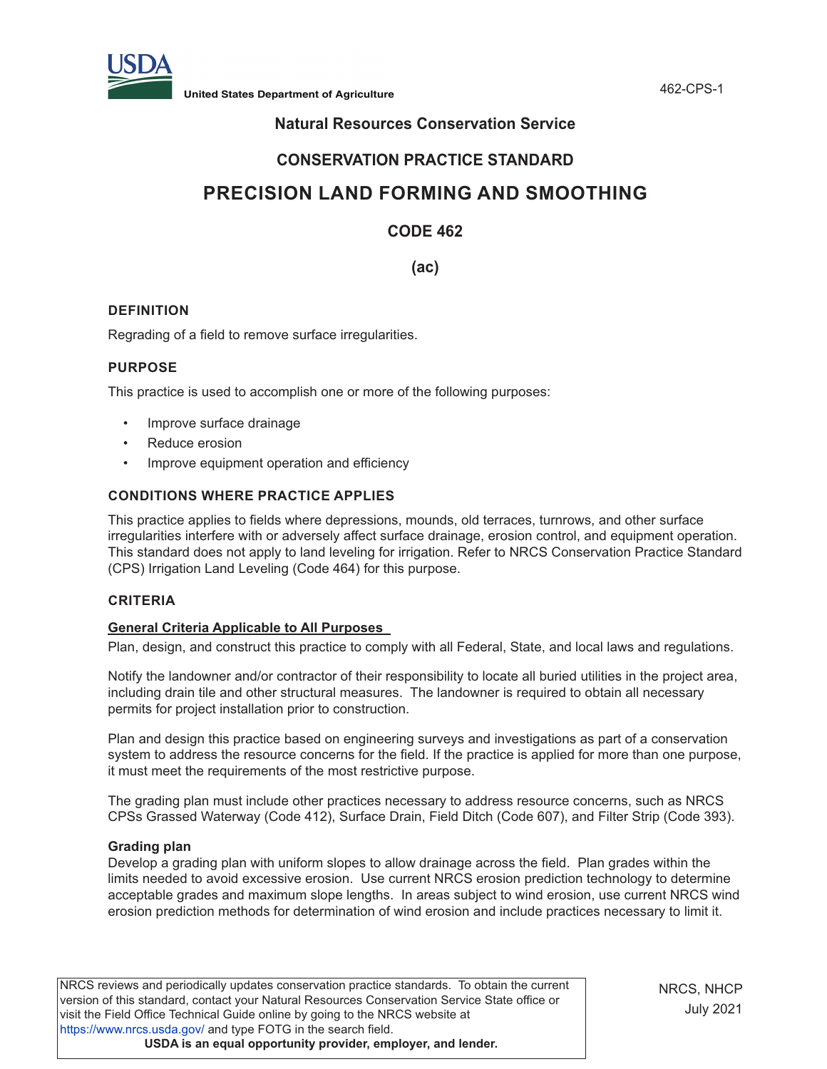United States Department of Agriculture

## Natural Resources Conservation Service

## CONSERVATION PRACTICE STANDARD

# PRECISION LAND FORMING AND SMOOTHING

## CODE 462

## (ac)

### DEFINITION

Regrading of a field to remove surface irregularities.

### PURPOSE

This practice is used to accomplish one or more of the following purposes:

- Improve surface drainage
- Reduce erosion
- Improve equipment operation and efficiency

### CONDITIONS WHERE PRACTICE APPLIES

This practice applies to fields where depressions, mounds, old terraces, turnrows, and other surface irregularities interfere with or adversely affect surface drainage, erosion control, and equipment operation. This standard does not apply to land leveling for irrigation. Refer to NRCS Conservation Practice Standard (CPS) Irrigation Land Leveling (Code 464) for this purpose.

### CRITERIA

**General Criteria Applicable to All Purposes**

Plan, design, and construct this practice to comply with all Federal, State, and local laws and regulations.

Notify the landowner and/or contractor of their responsibility to locate all buried utilities in the project area, including drain tile and other structural measures. The landowner is required to obtain all necessary permits for project installation prior to construction.

Plan and design this practice based on engineering surveys and investigations as part of a conservation system to address the resource concerns for the field. If the practice is applied for more than one purpose, it must meet the requirements of the most restrictive purpose.

The grading plan must include other practices necessary to address resource concerns, such as NRCS CPSs Grassed Waterway (Code 412), Surface Drain, Field Ditch (Code 607), and Filter Strip (Code 393).

**Grading plan**

Develop a grading plan with uniform slopes to allow drainage across the field. Plan grades within the limits needed to avoid excessive erosion. Use current NRCS erosion prediction technology to determine acceptable grades and maximum slope lengths. In areas subject to wind erosion, use current NRCS wind erosion prediction methods for determination of wind erosion and include practices necessary to limit it.

NRCS reviews and periodically updates conservation practice standards. To obtain the current version of this standard, contact your Natural Resources Conservation Service State office or visit the Field Office Technical Guide online by going to the NRCS website at https://www.nrcs.usda.gov/ and type FOTG in the search field.
**USDA is an equal opportunity provider, employer, and lender.**

NRCS, NHCP
July 2021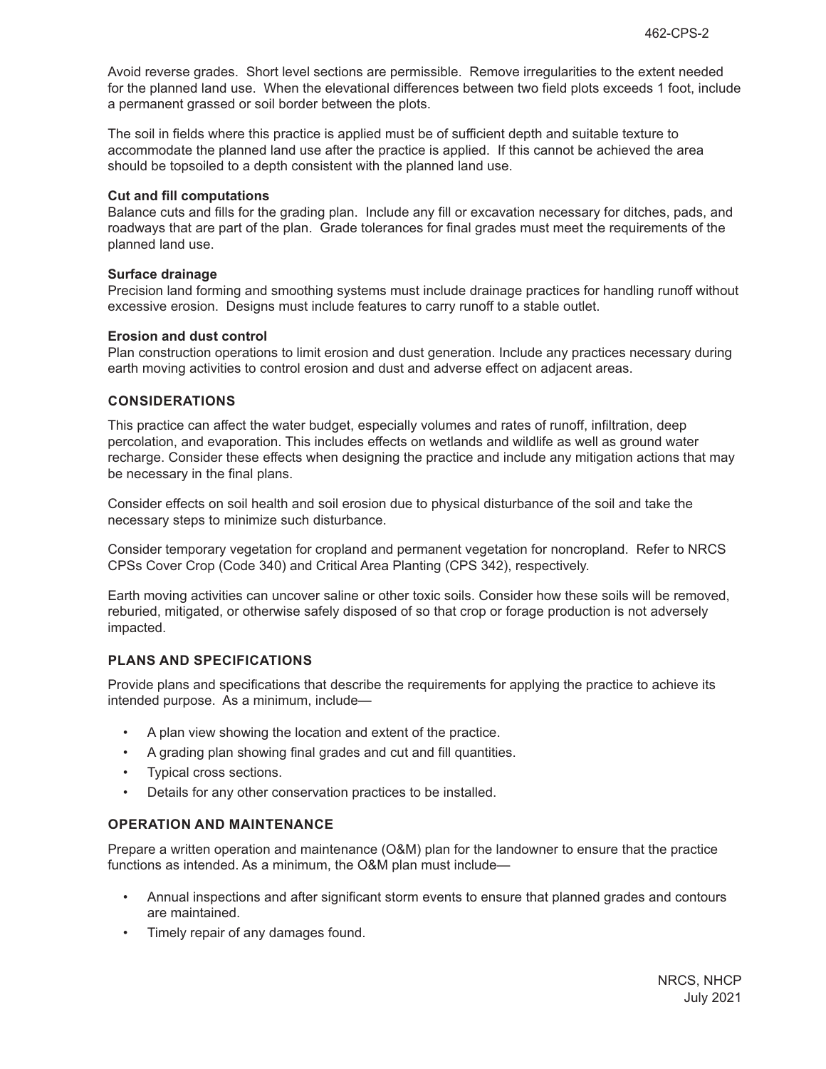Avoid reverse grades. Short level sections are permissible. Remove irregularities to the extent needed for the planned land use. When the elevational differences between two field plots exceeds 1 foot, include a permanent grassed or soil border between the plots.

The soil in fields where this practice is applied must be of sufficient depth and suitable texture to accommodate the planned land use after the practice is applied. If this cannot be achieved the area should be topsoiled to a depth consistent with the planned land use.

**Cut and fill computations**

Balance cuts and fills for the grading plan. Include any fill or excavation necessary for ditches, pads, and roadways that are part of the plan. Grade tolerances for final grades must meet the requirements of the planned land use.

**Surface drainage**

Precision land forming and smoothing systems must include drainage practices for handling runoff without excessive erosion. Designs must include features to carry runoff to a stable outlet.

**Erosion and dust control**

Plan construction operations to limit erosion and dust generation. Include any practices necessary during earth moving activities to control erosion and dust and adverse effect on adjacent areas.

## CONSIDERATIONS

This practice can affect the water budget, especially volumes and rates of runoff, infiltration, deep percolation, and evaporation. This includes effects on wetlands and wildlife as well as ground water recharge. Consider these effects when designing the practice and include any mitigation actions that may be necessary in the final plans.

Consider effects on soil health and soil erosion due to physical disturbance of the soil and take the necessary steps to minimize such disturbance.

Consider temporary vegetation for cropland and permanent vegetation for noncropland. Refer to NRCS CPSs Cover Crop (Code 340) and Critical Area Planting (CPS 342), respectively.

Earth moving activities can uncover saline or other toxic soils. Consider how these soils will be removed, reburied, mitigated, or otherwise safely disposed of so that crop or forage production is not adversely impacted.

## PLANS AND SPECIFICATIONS

Provide plans and specifications that describe the requirements for applying the practice to achieve its intended purpose. As a minimum, include—

- A plan view showing the location and extent of the practice.
- A grading plan showing final grades and cut and fill quantities.
- Typical cross sections.
- Details for any other conservation practices to be installed.

## OPERATION AND MAINTENANCE

Prepare a written operation and maintenance (O&M) plan for the landowner to ensure that the practice functions as intended. As a minimum, the O&M plan must include—

- Annual inspections and after significant storm events to ensure that planned grades and contours are maintained.
- Timely repair of any damages found.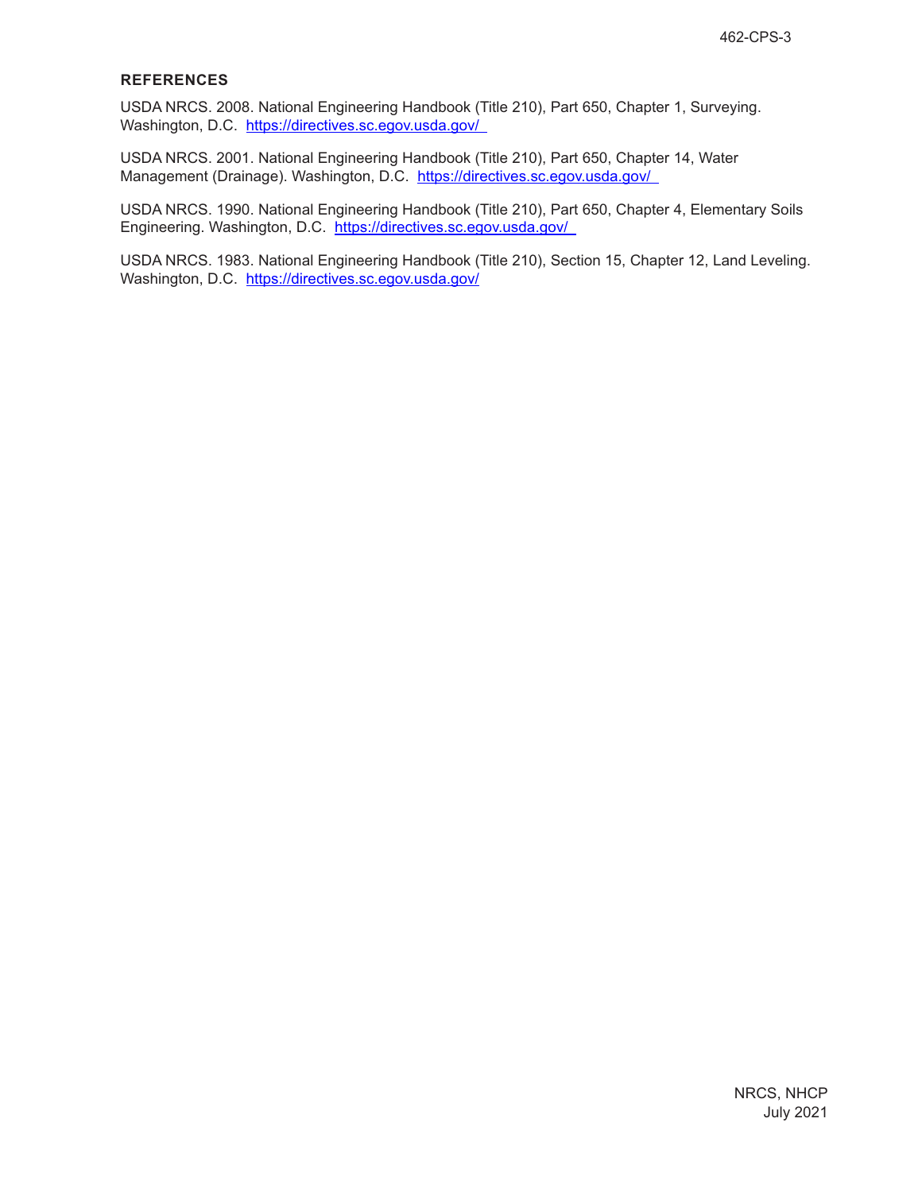## REFERENCES

USDA NRCS. 2008. National Engineering Handbook (Title 210), Part 650, Chapter 1, Surveying. Washington, D.C. https://directives.sc.egov.usda.gov/

USDA NRCS. 2001. National Engineering Handbook (Title 210), Part 650, Chapter 14, Water Management (Drainage). Washington, D.C. https://directives.sc.egov.usda.gov/

USDA NRCS. 1990. National Engineering Handbook (Title 210), Part 650, Chapter 4, Elementary Soils Engineering. Washington, D.C. https://directives.sc.egov.usda.gov/

USDA NRCS. 1983. National Engineering Handbook (Title 210), Section 15, Chapter 12, Land Leveling. Washington, D.C. https://directives.sc.egov.usda.gov/